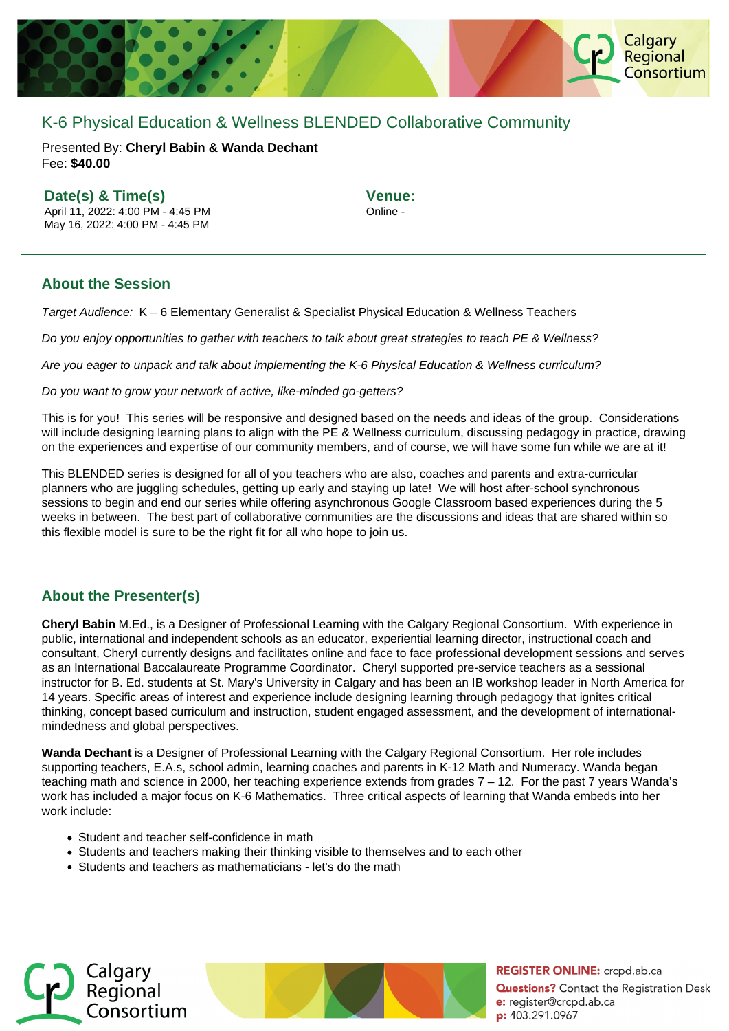# K-6 Physical Education & Wellness BLENDED Collaborative Community

Presented By: **Cheryl Babin & Wanda Dechant**
Fee: **$40.00**

### Date(s) & Time(s)

April 11, 2022: 4:00 PM - 4:45 PM
May 16, 2022: 4:00 PM - 4:45 PM

### Venue:

Online -

## About the Session

*Target Audience:* K – 6 Elementary Generalist & Specialist Physical Education & Wellness Teachers

*Do you enjoy opportunities to gather with teachers to talk about great strategies to teach PE & Wellness?*

*Are you eager to unpack and talk about implementing the K-6 Physical Education & Wellness curriculum?*

*Do you want to grow your network of active, like-minded go-getters?*

This is for you! This series will be responsive and designed based on the needs and ideas of the group. Considerations will include designing learning plans to align with the PE & Wellness curriculum, discussing pedagogy in practice, drawing on the experiences and expertise of our community members, and of course, we will have some fun while we are at it!

This BLENDED series is designed for all of you teachers who are also, coaches and parents and extra-curricular planners who are juggling schedules, getting up early and staying up late! We will host after-school synchronous sessions to begin and end our series while offering asynchronous Google Classroom based experiences during the 5 weeks in between. The best part of collaborative communities are the discussions and ideas that are shared within so this flexible model is sure to be the right fit for all who hope to join us.

## About the Presenter(s)

**Cheryl Babin** M.Ed., is a Designer of Professional Learning with the Calgary Regional Consortium. With experience in public, international and independent schools as an educator, experiential learning director, instructional coach and consultant, Cheryl currently designs and facilitates online and face to face professional development sessions and serves as an International Baccalaureate Programme Coordinator. Cheryl supported pre-service teachers as a sessional instructor for B. Ed. students at St. Mary's University in Calgary and has been an IB workshop leader in North America for 14 years. Specific areas of interest and experience include designing learning through pedagogy that ignites critical thinking, concept based curriculum and instruction, student engaged assessment, and the development of international-mindedness and global perspectives.

**Wanda Dechant** is a Designer of Professional Learning with the Calgary Regional Consortium. Her role includes supporting teachers, E.A.s, school admin, learning coaches and parents in K-12 Math and Numeracy. Wanda began teaching math and science in 2000, her teaching experience extends from grades 7 – 12. For the past 7 years Wanda's work has included a major focus on K-6 Mathematics. Three critical aspects of learning that Wanda embeds into her work include:

- Student and teacher self-confidence in math
- Students and teachers making their thinking visible to themselves and to each other
- Students and teachers as mathematicians - let's do the math

**REGISTER ONLINE:** crcpd.ab.ca
**Questions?** Contact the Registration Desk
**e:** register@crcpd.ab.ca
**p:** 403.291.0967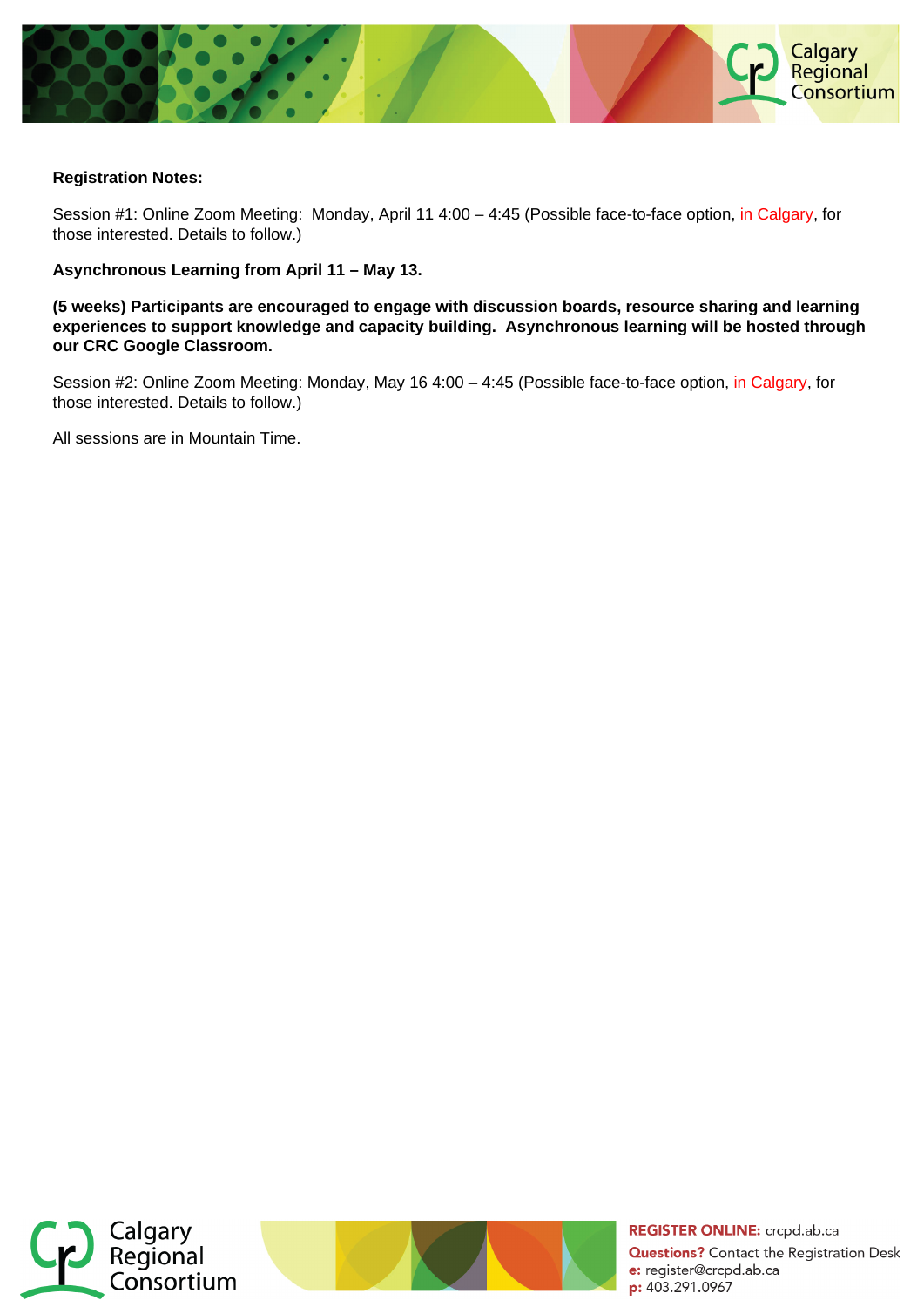**Registration Notes:**

Session #1: Online Zoom Meeting: Monday, April 11 4:00 – 4:45 (Possible face-to-face option, in Calgary, for those interested. Details to follow.)

**Asynchronous Learning from April 11 – May 13.**

**(5 weeks) Participants are encouraged to engage with discussion boards, resource sharing and learning experiences to support knowledge and capacity building. Asynchronous learning will be hosted through our CRC Google Classroom.**

Session #2: Online Zoom Meeting: Monday, May 16 4:00 – 4:45 (Possible face-to-face option, in Calgary, for those interested. Details to follow.)

All sessions are in Mountain Time.

**REGISTER ONLINE:** crcpd.ab.ca
**Questions?** Contact the Registration Desk
**e:** register@crcpd.ab.ca
**p:** 403.291.0967